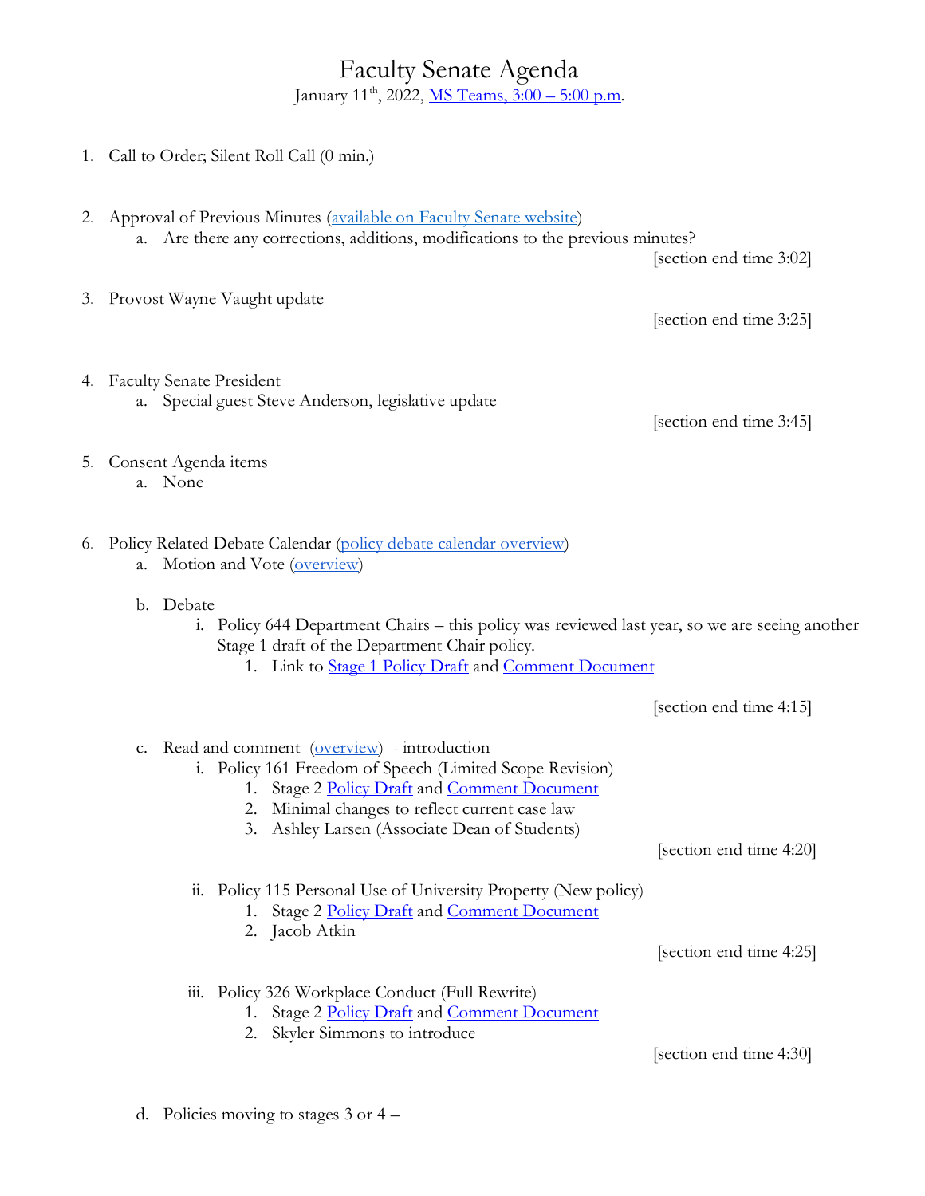# Faculty Senate Agenda

January 11th, 2022, [MS Teams, 3:00 – 5:00 p.m.]

1. Call to Order; Silent Roll Call (0 min.)

2. Approval of Previous Minutes (available on Faculty Senate website)
   a. Are there any corrections, additions, modifications to the previous minutes?

   [section end time 3:02]

3. Provost Wayne Vaught update

   [section end time 3:25]

4. Faculty Senate President
   a. Special guest Steve Anderson, legislative update

   [section end time 3:45]

5. Consent Agenda items
   a. None

6. Policy Related Debate Calendar (policy debate calendar overview)
   a. Motion and Vote (overview)

   b. Debate
      i. Policy 644 Department Chairs – this policy was reviewed last year, so we are seeing another Stage 1 draft of the Department Chair policy.
         1. Link to Stage 1 Policy Draft and Comment Document

   [section end time 4:15]

   c. Read and comment (overview) - introduction
      i. Policy 161 Freedom of Speech (Limited Scope Revision)
         1. Stage 2 Policy Draft and Comment Document
         2. Minimal changes to reflect current case law
         3. Ashley Larsen (Associate Dean of Students)

   [section end time 4:20]

      ii. Policy 115 Personal Use of University Property (New policy)
         1. Stage 2 Policy Draft and Comment Document
         2. Jacob Atkin

   [section end time 4:25]

      iii. Policy 326 Workplace Conduct (Full Rewrite)
         1. Stage 2 Policy Draft and Comment Document
         2. Skyler Simmons to introduce

   [section end time 4:30]

   d. Policies moving to stages 3 or 4 –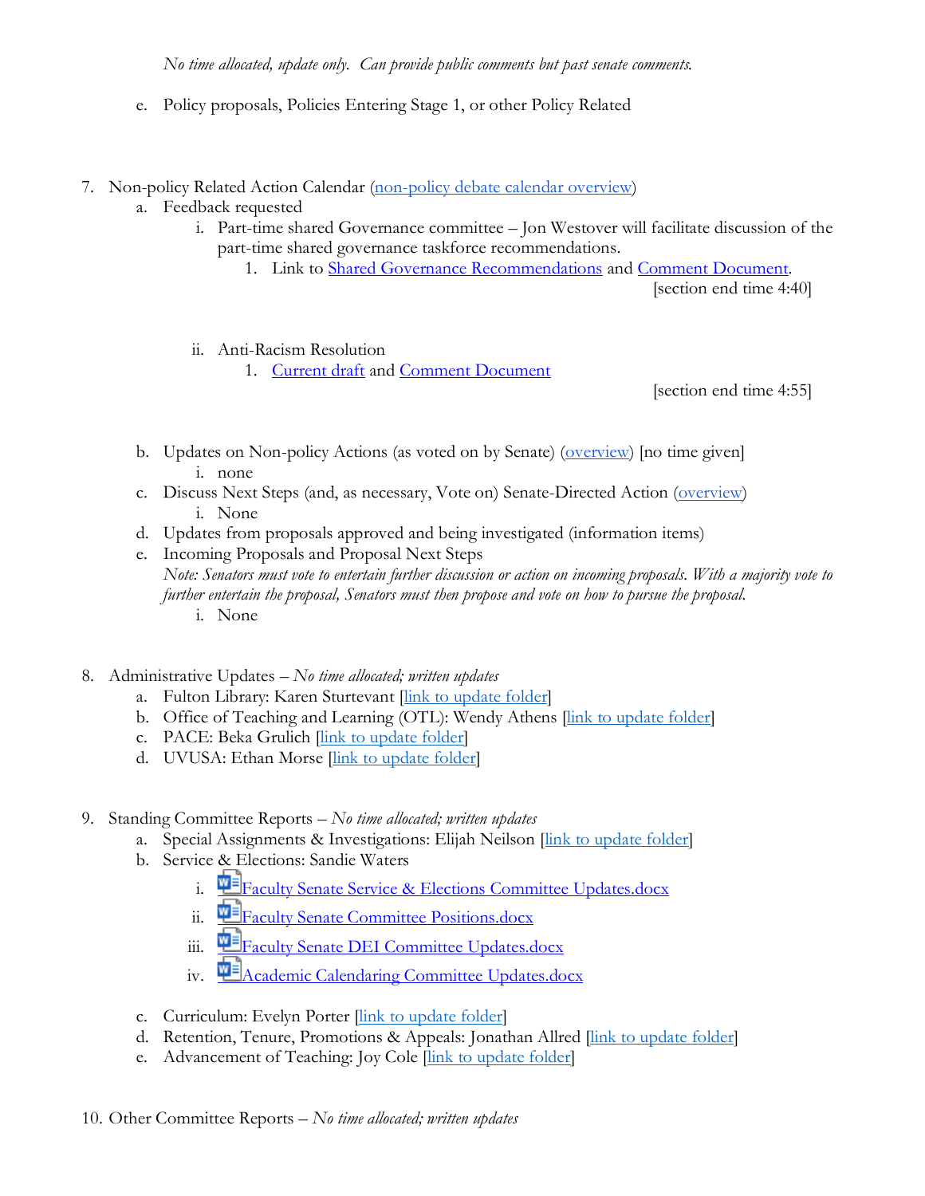*No time allocated, update only. Can provide public comments but past senate comments.*

   e. Policy proposals, Policies Entering Stage 1, or other Policy Related

7. Non-policy Related Action Calendar (non-policy debate calendar overview)
   a. Feedback requested
      i. Part-time shared Governance committee – Jon Westover will facilitate discussion of the part-time shared governance taskforce recommendations.
         1. Link to Shared Governance Recommendations and Comment Document.

         [section end time 4:40]

      ii. Anti-Racism Resolution
         1. Current draft and Comment Document

         [section end time 4:55]

   b. Updates on Non-policy Actions (as voted on by Senate) (overview) [no time given]
      i. none
   c. Discuss Next Steps (and, as necessary, Vote on) Senate-Directed Action (overview)
      i. None
   d. Updates from proposals approved and being investigated (information items)
   e. Incoming Proposals and Proposal Next Steps

      *Note: Senators must vote to entertain further discussion or action on incoming proposals. With a majority vote to further entertain the proposal, Senators must then propose and vote on how to pursue the proposal.*
      i. None

8. Administrative Updates – *No time allocated; written updates*
   a. Fulton Library: Karen Sturtevant [link to update folder]
   b. Office of Teaching and Learning (OTL): Wendy Athens [link to update folder]
   c. PACE: Beka Grulich [link to update folder]
   d. UVUSA: Ethan Morse [link to update folder]

9. Standing Committee Reports – *No time allocated; written updates*
   a. Special Assignments & Investigations: Elijah Neilson [link to update folder]
   b. Service & Elections: Sandie Waters
      i. Faculty Senate Service & Elections Committee Updates.docx
      ii. Faculty Senate Committee Positions.docx
      iii. Faculty Senate DEI Committee Updates.docx
      iv. Academic Calendaring Committee Updates.docx
   c. Curriculum: Evelyn Porter [link to update folder]
   d. Retention, Tenure, Promotions & Appeals: Jonathan Allred [link to update folder]
   e. Advancement of Teaching: Joy Cole [link to update folder]

10. Other Committee Reports – *No time allocated; written updates*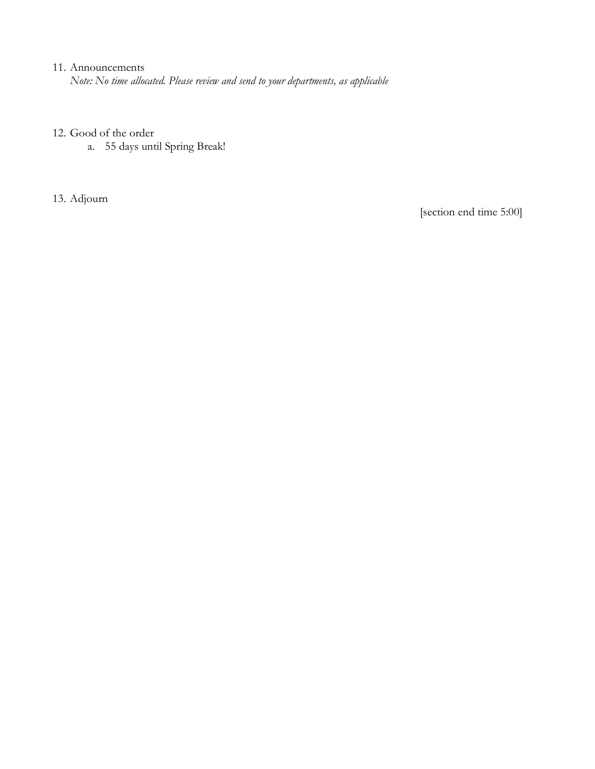11. Announcements
    *Note: No time allocated. Please review and send to your departments, as applicable*

12. Good of the order
    a. 55 days until Spring Break!

13. Adjourn

[section end time 5:00]